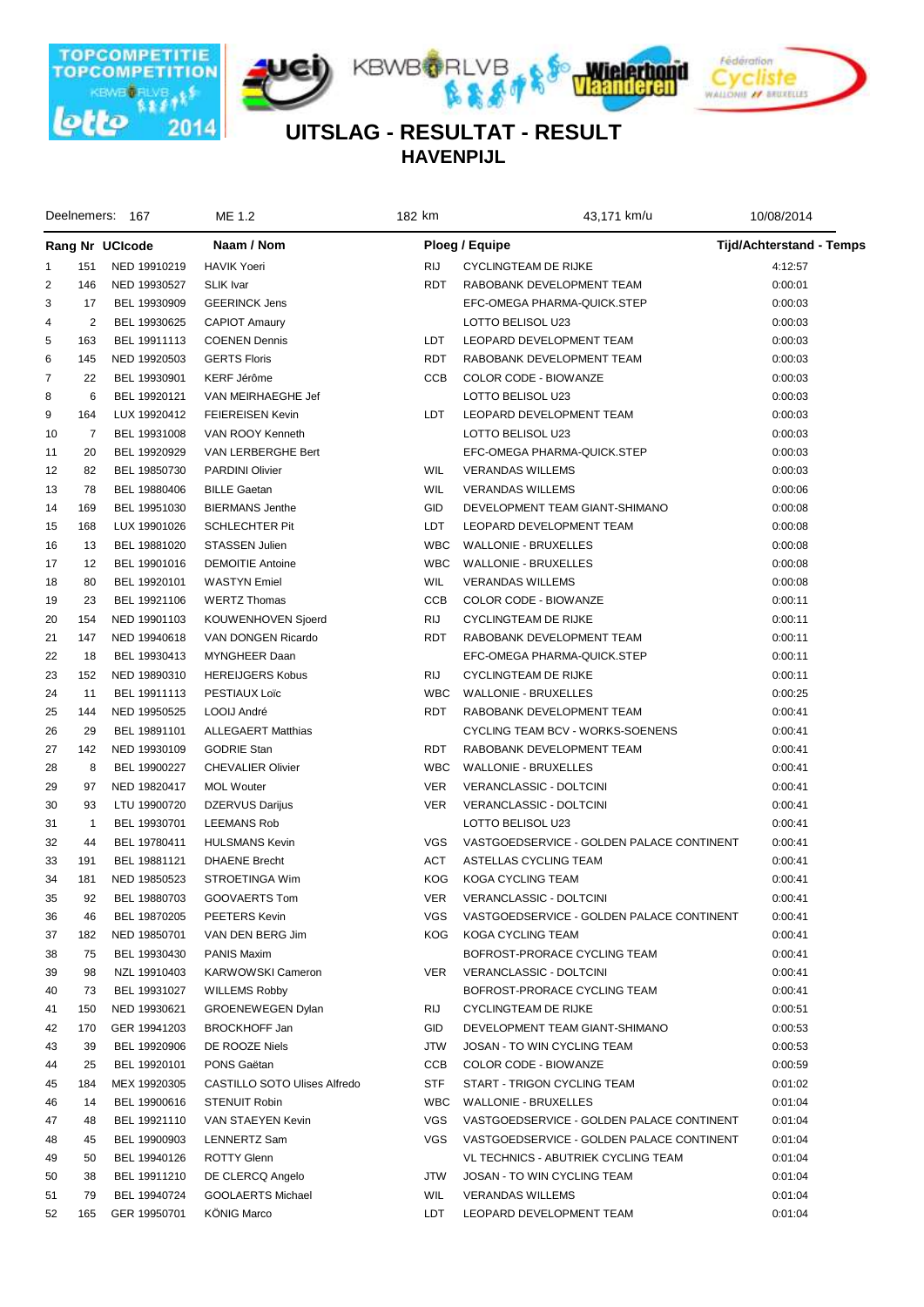# UITSLAG - RESULTAT - RESULT

## HAVENPIJL

Deelnemers: 167 | ME 1.2 | 182 km | 43,171 km/u | 10/08/2014

| Rang | Nr | UCIcode | Naam / Nom | | Ploeg / Equipe | Tijd/Achterstand - Temps |
|---|---|---|---|---|---|---|
| 1 | 151 | NED 19910219 | HAVIK Yoeri | RIJ | CYCLINGTEAM DE RIJKE | 4:12:57 |
| 2 | 146 | NED 19930527 | SLIK Ivar | RDT | RABOBANK DEVELOPMENT TEAM | 0:00:01 |
| 3 | 17 | BEL 19930909 | GEERINCK Jens | | EFC-OMEGA PHARMA-QUICK.STEP | 0:00:03 |
| 4 | 2 | BEL 19930625 | CAPIOT Amaury | | LOTTO BELISOL U23 | 0:00:03 |
| 5 | 163 | BEL 19911113 | COENEN Dennis | LDT | LEOPARD DEVELOPMENT TEAM | 0:00:03 |
| 6 | 145 | NED 19920503 | GERTS Floris | RDT | RABOBANK DEVELOPMENT TEAM | 0:00:03 |
| 7 | 22 | BEL 19930901 | KERF Jérôme | CCB | COLOR CODE - BIOWANZE | 0:00:03 |
| 8 | 6 | BEL 19920121 | VAN MEIRHAEGHE Jef | | LOTTO BELISOL U23 | 0:00:03 |
| 9 | 164 | LUX 19920412 | FEIEREISEN Kevin | LDT | LEOPARD DEVELOPMENT TEAM | 0:00:03 |
| 10 | 7 | BEL 19931008 | VAN ROOY Kenneth | | LOTTO BELISOL U23 | 0:00:03 |
| 11 | 20 | BEL 19920929 | VAN LERBERGHE Bert | | EFC-OMEGA PHARMA-QUICK.STEP | 0:00:03 |
| 12 | 82 | BEL 19850730 | PARDINI Olivier | WIL | VERANDAS WILLEMS | 0:00:03 |
| 13 | 78 | BEL 19880406 | BILLE Gaetan | WIL | VERANDAS WILLEMS | 0:00:06 |
| 14 | 169 | BEL 19951030 | BIERMANS Jenthe | GID | DEVELOPMENT TEAM GIANT-SHIMANO | 0:00:08 |
| 15 | 168 | LUX 19901026 | SCHLECHTER Pit | LDT | LEOPARD DEVELOPMENT TEAM | 0:00:08 |
| 16 | 13 | BEL 19881020 | STASSEN Julien | WBC | WALLONIE - BRUXELLES | 0:00:08 |
| 17 | 12 | BEL 19901016 | DEMOITIE Antoine | WBC | WALLONIE - BRUXELLES | 0:00:08 |
| 18 | 80 | BEL 19920101 | WASTYN Emiel | WIL | VERANDAS WILLEMS | 0:00:08 |
| 19 | 23 | BEL 19921106 | WERTZ Thomas | CCB | COLOR CODE - BIOWANZE | 0:00:11 |
| 20 | 154 | NED 19901103 | KOUWENHOVEN Sjoerd | RIJ | CYCLINGTEAM DE RIJKE | 0:00:11 |
| 21 | 147 | NED 19940618 | VAN DONGEN Ricardo | RDT | RABOBANK DEVELOPMENT TEAM | 0:00:11 |
| 22 | 18 | BEL 19930413 | MYNGHEER Daan | | EFC-OMEGA PHARMA-QUICK.STEP | 0:00:11 |
| 23 | 152 | NED 19890310 | HEREIJGERS Kobus | RIJ | CYCLINGTEAM DE RIJKE | 0:00:11 |
| 24 | 11 | BEL 19911113 | PESTIAUX Loïc | WBC | WALLONIE - BRUXELLES | 0:00:25 |
| 25 | 144 | NED 19950525 | LOOIJ André | RDT | RABOBANK DEVELOPMENT TEAM | 0:00:41 |
| 26 | 29 | BEL 19891101 | ALLEGAERT Matthias | | CYCLING TEAM BCV - WORKS-SOENENS | 0:00:41 |
| 27 | 142 | NED 19930109 | GODRIE Stan | RDT | RABOBANK DEVELOPMENT TEAM | 0:00:41 |
| 28 | 8 | BEL 19900227 | CHEVALIER Olivier | WBC | WALLONIE - BRUXELLES | 0:00:41 |
| 29 | 97 | NED 19820417 | MOL Wouter | VER | VERANCLASSIC - DOLTCINI | 0:00:41 |
| 30 | 93 | LTU 19900720 | DZERVUS Darijus | VER | VERANCLASSIC - DOLTCINI | 0:00:41 |
| 31 | 1 | BEL 19930701 | LEEMANS Rob | | LOTTO BELISOL U23 | 0:00:41 |
| 32 | 44 | BEL 19780411 | HULSMANS Kevin | VGS | VASTGOEDSERVICE - GOLDEN PALACE CONTINENT | 0:00:41 |
| 33 | 191 | BEL 19881121 | DHAENE Brecht | ACT | ASTELLAS CYCLING TEAM | 0:00:41 |
| 34 | 181 | NED 19850523 | STROETINGA Wim | KOG | KOGA CYCLING TEAM | 0:00:41 |
| 35 | 92 | BEL 19880703 | GOOVAERTS Tom | VER | VERANCLASSIC - DOLTCINI | 0:00:41 |
| 36 | 46 | BEL 19870205 | PEETERS Kevin | VGS | VASTGOEDSERVICE - GOLDEN PALACE CONTINENT | 0:00:41 |
| 37 | 182 | NED 19850701 | VAN DEN BERG Jim | KOG | KOGA CYCLING TEAM | 0:00:41 |
| 38 | 75 | BEL 19930430 | PANIS Maxim | | BOFROST-PRORACE CYCLING TEAM | 0:00:41 |
| 39 | 98 | NZL 19910403 | KARWOWSKI Cameron | VER | VERANCLASSIC - DOLTCINI | 0:00:41 |
| 40 | 73 | BEL 19931027 | WILLEMS Robby | | BOFROST-PRORACE CYCLING TEAM | 0:00:41 |
| 41 | 150 | NED 19930621 | GROENEWEGEN Dylan | RIJ | CYCLINGTEAM DE RIJKE | 0:00:51 |
| 42 | 170 | GER 19941203 | BROCKHOFF Jan | GID | DEVELOPMENT TEAM GIANT-SHIMANO | 0:00:53 |
| 43 | 39 | BEL 19920906 | DE ROOZE Niels | JTW | JOSAN - TO WIN CYCLING TEAM | 0:00:53 |
| 44 | 25 | BEL 19920101 | PONS Gaëtan | CCB | COLOR CODE - BIOWANZE | 0:00:59 |
| 45 | 184 | MEX 19920305 | CASTILLO SOTO Ulises Alfredo | STF | START - TRIGON CYCLING TEAM | 0:01:02 |
| 46 | 14 | BEL 19900616 | STENUIT Robin | WBC | WALLONIE - BRUXELLES | 0:01:04 |
| 47 | 48 | BEL 19921110 | VAN STAEYEN Kevin | VGS | VASTGOEDSERVICE - GOLDEN PALACE CONTINENT | 0:01:04 |
| 48 | 45 | BEL 19900903 | LENNERTZ Sam | VGS | VASTGOEDSERVICE - GOLDEN PALACE CONTINENT | 0:01:04 |
| 49 | 50 | BEL 19940126 | ROTTY Glenn | | VL TECHNICS - ABUTRIEK CYCLING TEAM | 0:01:04 |
| 50 | 38 | BEL 19911210 | DE CLERCQ Angelo | JTW | JOSAN - TO WIN CYCLING TEAM | 0:01:04 |
| 51 | 79 | BEL 19940724 | GOOLAERTS Michael | WIL | VERANDAS WILLEMS | 0:01:04 |
| 52 | 165 | GER 19950701 | KÖNIG Marco | LDT | LEOPARD DEVELOPMENT TEAM | 0:01:04 |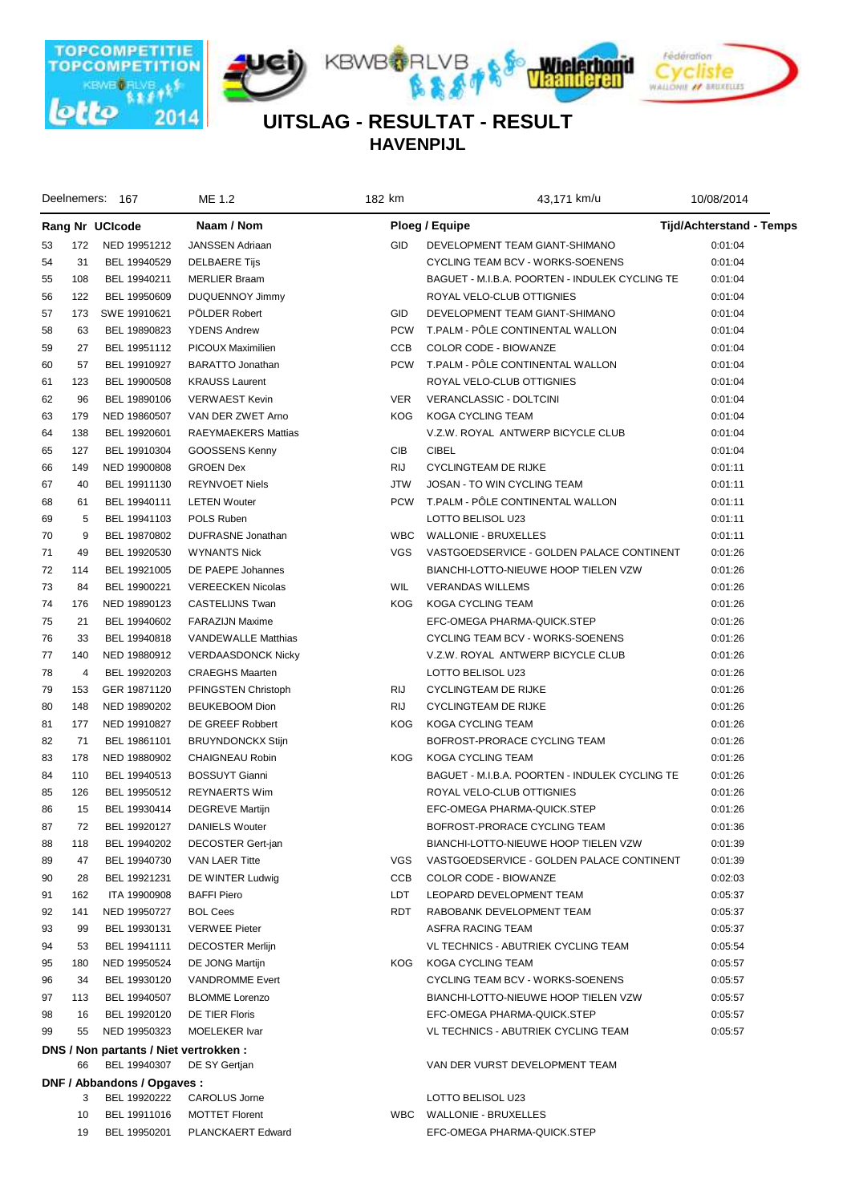# UITSLAG - RESULTAT - RESULT

## HAVENPIJL

| Deelnemers: 167 | ME 1.2 | 182 km | 43,171 km/u | 10/08/2014 |
|---|---|---|---|---|

| Rang | Nr | UCIcode | Naam / Nom | | Ploeg / Equipe | Tijd/Achterstand - Temps |
|---|---|---|---|---|---|---|
| 53 | 172 | NED 19951212 | JANSSEN Adriaan | GID | DEVELOPMENT TEAM GIANT-SHIMANO | 0:01:04 |
| 54 | 31 | BEL 19940529 | DELBAERE Tijs | | CYCLING TEAM BCV - WORKS-SOENENS | 0:01:04 |
| 55 | 108 | BEL 19940211 | MERLIER Braam | | BAGUET - M.I.B.A. POORTEN - INDULEK CYCLING TE | 0:01:04 |
| 56 | 122 | BEL 19950609 | DUQUENNOY Jimmy | | ROYAL VELO-CLUB OTTIGNIES | 0:01:04 |
| 57 | 173 | SWE 19910621 | PÖLDER Robert | GID | DEVELOPMENT TEAM GIANT-SHIMANO | 0:01:04 |
| 58 | 63 | BEL 19890823 | YDENS Andrew | PCW | T.PALM - PÔLE CONTINENTAL WALLON | 0:01:04 |
| 59 | 27 | BEL 19951112 | PICOUX Maximilien | CCB | COLOR CODE - BIOWANZE | 0:01:04 |
| 60 | 57 | BEL 19910927 | BARATTO Jonathan | PCW | T.PALM - PÔLE CONTINENTAL WALLON | 0:01:04 |
| 61 | 123 | BEL 19900508 | KRAUSS Laurent | | ROYAL VELO-CLUB OTTIGNIES | 0:01:04 |
| 62 | 96 | BEL 19890106 | VERWAEST Kevin | VER | VERANCLASSIC - DOLTCINI | 0:01:04 |
| 63 | 179 | NED 19860507 | VAN DER ZWET Arno | KOG | KOGA CYCLING TEAM | 0:01:04 |
| 64 | 138 | BEL 19920601 | RAEYMAEKERS Mattias | | V.Z.W. ROYAL ANTWERP BICYCLE CLUB | 0:01:04 |
| 65 | 127 | BEL 19910304 | GOOSSENS Kenny | CIB | CIBEL | 0:01:04 |
| 66 | 149 | NED 19900808 | GROEN Dex | RIJ | CYCLINGTEAM DE RIJKE | 0:01:11 |
| 67 | 40 | BEL 19911130 | REYNVOET Niels | JTW | JOSAN - TO WIN CYCLING TEAM | 0:01:11 |
| 68 | 61 | BEL 19940111 | LETEN Wouter | PCW | T.PALM - PÔLE CONTINENTAL WALLON | 0:01:11 |
| 69 | 5 | BEL 19941103 | POLS Ruben | | LOTTO BELISOL U23 | 0:01:11 |
| 70 | 9 | BEL 19870802 | DUFRASNE Jonathan | WBC | WALLONIE - BRUXELLES | 0:01:11 |
| 71 | 49 | BEL 19920530 | WYNANTS Nick | VGS | VASTGOEDSERVICE - GOLDEN PALACE CONTINENT | 0:01:26 |
| 72 | 114 | BEL 19921005 | DE PAEPE Johannes | | BIANCHI-LOTTO-NIEUWE HOOP TIELEN VZW | 0:01:26 |
| 73 | 84 | BEL 19900221 | VEREECKEN Nicolas | WIL | VERANDAS WILLEMS | 0:01:26 |
| 74 | 176 | NED 19890123 | CASTELIJNS Twan | KOG | KOGA CYCLING TEAM | 0:01:26 |
| 75 | 21 | BEL 19940602 | FARAZIJN Maxime | | EFC-OMEGA PHARMA-QUICK.STEP | 0:01:26 |
| 76 | 33 | BEL 19940818 | VANDEWALLE Matthias | | CYCLING TEAM BCV - WORKS-SOENENS | 0:01:26 |
| 77 | 140 | NED 19880912 | VERDAASDONCK Nicky | | V.Z.W. ROYAL ANTWERP BICYCLE CLUB | 0:01:26 |
| 78 | 4 | BEL 19920203 | CRAEGHS Maarten | | LOTTO BELISOL U23 | 0:01:26 |
| 79 | 153 | GER 19871120 | PFINGSTEN Christoph | RIJ | CYCLINGTEAM DE RIJKE | 0:01:26 |
| 80 | 148 | NED 19890202 | BEUKEBOOM Dion | RIJ | CYCLINGTEAM DE RIJKE | 0:01:26 |
| 81 | 177 | NED 19910827 | DE GREEF Robbert | KOG | KOGA CYCLING TEAM | 0:01:26 |
| 82 | 71 | BEL 19861101 | BRUYNDONCKX Stijn | | BOFROST-PRORACE CYCLING TEAM | 0:01:26 |
| 83 | 178 | NED 19880902 | CHAIGNEAU Robin | KOG | KOGA CYCLING TEAM | 0:01:26 |
| 84 | 110 | BEL 19940513 | BOSSUYT Gianni | | BAGUET - M.I.B.A. POORTEN - INDULEK CYCLING TE | 0:01:26 |
| 85 | 126 | BEL 19950512 | REYNAERTS Wim | | ROYAL VELO-CLUB OTTIGNIES | 0:01:26 |
| 86 | 15 | BEL 19930414 | DEGREVE Martijn | | EFC-OMEGA PHARMA-QUICK.STEP | 0:01:26 |
| 87 | 72 | BEL 19920127 | DANIELS Wouter | | BOFROST-PRORACE CYCLING TEAM | 0:01:36 |
| 88 | 118 | BEL 19940202 | DECOSTER Gert-jan | | BIANCHI-LOTTO-NIEUWE HOOP TIELEN VZW | 0:01:39 |
| 89 | 47 | BEL 19940730 | VAN LAER Titte | VGS | VASTGOEDSERVICE - GOLDEN PALACE CONTINENT | 0:01:39 |
| 90 | 28 | BEL 19921231 | DE WINTER Ludwig | CCB | COLOR CODE - BIOWANZE | 0:02:03 |
| 91 | 162 | ITA 19900908 | BAFFI Piero | LDT | LEOPARD DEVELOPMENT TEAM | 0:05:37 |
| 92 | 141 | NED 19950727 | BOL Cees | RDT | RABOBANK DEVELOPMENT TEAM | 0:05:37 |
| 93 | 99 | BEL 19930131 | VERWEE Pieter | | ASFRA RACING TEAM | 0:05:37 |
| 94 | 53 | BEL 19941111 | DECOSTER Merlijn | | VL TECHNICS - ABUTRIEK CYCLING TEAM | 0:05:54 |
| 95 | 180 | NED 19950524 | DE JONG Martijn | KOG | KOGA CYCLING TEAM | 0:05:57 |
| 96 | 34 | BEL 19930120 | VANDROMME Evert | | CYCLING TEAM BCV - WORKS-SOENENS | 0:05:57 |
| 97 | 113 | BEL 19940507 | BLOMME Lorenzo | | BIANCHI-LOTTO-NIEUWE HOOP TIELEN VZW | 0:05:57 |
| 98 | 16 | BEL 19920120 | DE TIER Floris | | EFC-OMEGA PHARMA-QUICK.STEP | 0:05:57 |
| 99 | 55 | NED 19950323 | MOELEKER Ivar | | VL TECHNICS - ABUTRIEK CYCLING TEAM | 0:05:57 |

**DNS / Non partants / Niet vertrokken :**

| Nr | UCIcode | Naam / Nom | | Ploeg / Equipe |
|---|---|---|---|---|
| 66 | BEL 19940307 | DE SY Gertjan | | VAN DER VURST DEVELOPMENT TEAM |

**DNF / Abbandons / Opgaves :**

| Nr | UCIcode | Naam / Nom | | Ploeg / Equipe |
|---|---|---|---|---|
| 3 | BEL 19920222 | CAROLUS Jorne | | LOTTO BELISOL U23 |
| 10 | BEL 19911016 | MOTTET Florent | WBC | WALLONIE - BRUXELLES |
| 19 | BEL 19950201 | PLANCKAERT Edward | | EFC-OMEGA PHARMA-QUICK.STEP |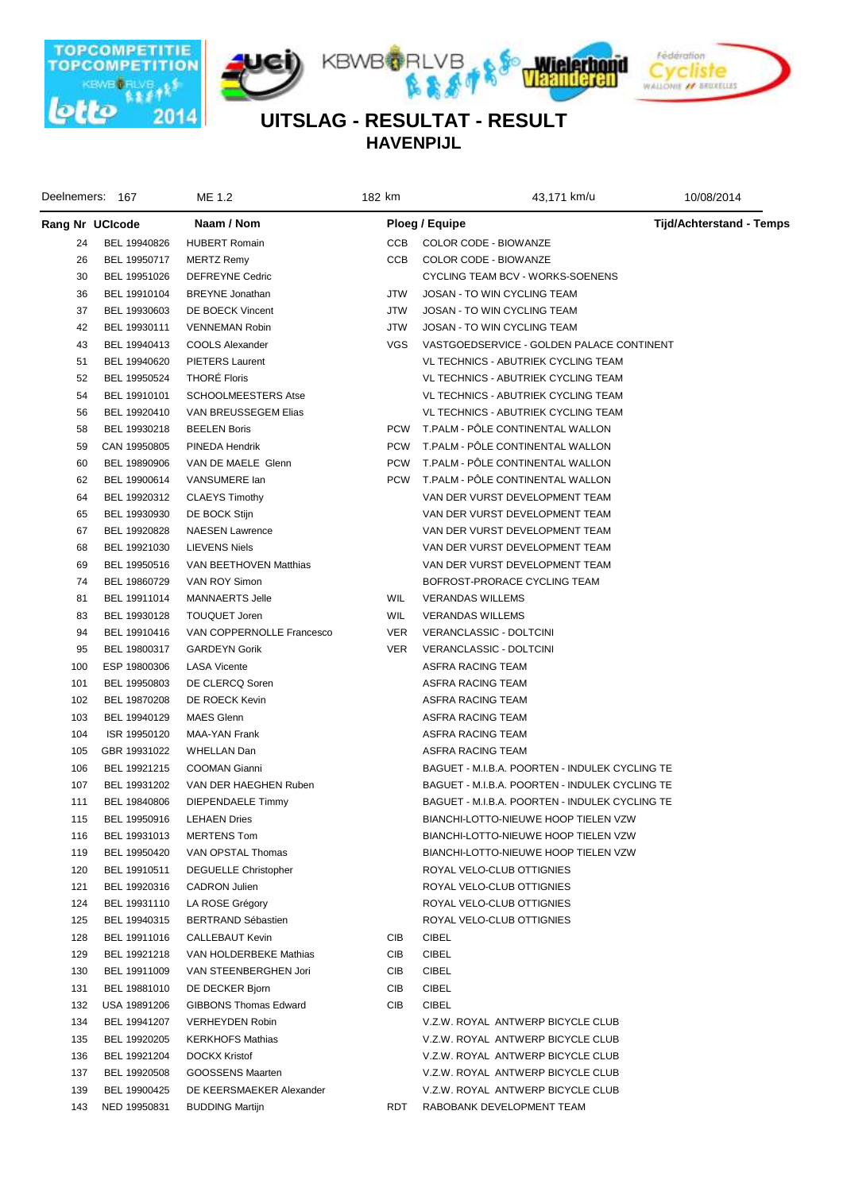# UITSLAG - RESULTAT - RESULT

## HAVENPIJL

| Deelnemers: 167 | ME 1.2 | 182 km | 43,171 km/u | 10/08/2014 |
|---|---|---|---|---|

| Rang | Nr | UCIcode | Naam / Nom | Ploeg / Equipe | | Tijd/Achterstand - Temps |
|---|---|---|---|---|---|---|
| 24 | | BEL 19940826 | HUBERT Romain | CCB | COLOR CODE - BIOWANZE | |
| 26 | | BEL 19950717 | MERTZ Remy | CCB | COLOR CODE - BIOWANZE | |
| 30 | | BEL 19951026 | DEFREYNE Cedric | | CYCLING TEAM BCV - WORKS-SOENENS | |
| 36 | | BEL 19910104 | BREYNE Jonathan | JTW | JOSAN - TO WIN CYCLING TEAM | |
| 37 | | BEL 19930603 | DE BOECK Vincent | JTW | JOSAN - TO WIN CYCLING TEAM | |
| 42 | | BEL 19930111 | VENNEMAN Robin | JTW | JOSAN - TO WIN CYCLING TEAM | |
| 43 | | BEL 19940413 | COOLS Alexander | VGS | VASTGOEDSERVICE - GOLDEN PALACE CONTINENT | |
| 51 | | BEL 19940620 | PIETERS Laurent | | VL TECHNICS - ABUTRIEK CYCLING TEAM | |
| 52 | | BEL 19950524 | THORÉ Floris | | VL TECHNICS - ABUTRIEK CYCLING TEAM | |
| 54 | | BEL 19910101 | SCHOOLMEESTERS Atse | | VL TECHNICS - ABUTRIEK CYCLING TEAM | |
| 56 | | BEL 19920410 | VAN BREUSSEGEM Elias | | VL TECHNICS - ABUTRIEK CYCLING TEAM | |
| 58 | | BEL 19930218 | BEELEN Boris | PCW | T.PALM - PÔLE CONTINENTAL WALLON | |
| 59 | | CAN 19950805 | PINEDA Hendrik | PCW | T.PALM - PÔLE CONTINENTAL WALLON | |
| 60 | | BEL 19890906 | VAN DE MAELE Glenn | PCW | T.PALM - PÔLE CONTINENTAL WALLON | |
| 62 | | BEL 19900614 | VANSUMERE Ian | PCW | T.PALM - PÔLE CONTINENTAL WALLON | |
| 64 | | BEL 19920312 | CLAEYS Timothy | | VAN DER VURST DEVELOPMENT TEAM | |
| 65 | | BEL 19930930 | DE BOCK Stijn | | VAN DER VURST DEVELOPMENT TEAM | |
| 67 | | BEL 19920828 | NAESEN Lawrence | | VAN DER VURST DEVELOPMENT TEAM | |
| 68 | | BEL 19921030 | LIEVENS Niels | | VAN DER VURST DEVELOPMENT TEAM | |
| 69 | | BEL 19950516 | VAN BEETHOVEN Matthias | | VAN DER VURST DEVELOPMENT TEAM | |
| 74 | | BEL 19860729 | VAN ROY Simon | | BOFROST-PRORACE CYCLING TEAM | |
| 81 | | BEL 19911014 | MANNAERTS Jelle | WIL | VERANDAS WILLEMS | |
| 83 | | BEL 19930128 | TOUQUET Joren | WIL | VERANDAS WILLEMS | |
| 94 | | BEL 19910416 | VAN COPPERNOLLE Francesco | VER | VERANCLASSIC - DOLTCINI | |
| 95 | | BEL 19800317 | GARDEYN Gorik | VER | VERANCLASSIC - DOLTCINI | |
| 100 | | ESP 19800306 | LASA Vicente | | ASFRA RACING TEAM | |
| 101 | | BEL 19950803 | DE CLERCQ Soren | | ASFRA RACING TEAM | |
| 102 | | BEL 19870208 | DE ROECK Kevin | | ASFRA RACING TEAM | |
| 103 | | BEL 19940129 | MAES Glenn | | ASFRA RACING TEAM | |
| 104 | | ISR 19950120 | MAA-YAN Frank | | ASFRA RACING TEAM | |
| 105 | | GBR 19931022 | WHELLAN Dan | | ASFRA RACING TEAM | |
| 106 | | BEL 19921215 | COOMAN Gianni | | BAGUET - M.I.B.A. POORTEN - INDULEK CYCLING TE | |
| 107 | | BEL 19931202 | VAN DER HAEGHEN Ruben | | BAGUET - M.I.B.A. POORTEN - INDULEK CYCLING TE | |
| 111 | | BEL 19840806 | DIEPENDAELE Timmy | | BAGUET - M.I.B.A. POORTEN - INDULEK CYCLING TE | |
| 115 | | BEL 19950916 | LEHAEN Dries | | BIANCHI-LOTTO-NIEUWE HOOP TIELEN VZW | |
| 116 | | BEL 19931013 | MERTENS Tom | | BIANCHI-LOTTO-NIEUWE HOOP TIELEN VZW | |
| 119 | | BEL 19950420 | VAN OPSTAL Thomas | | BIANCHI-LOTTO-NIEUWE HOOP TIELEN VZW | |
| 120 | | BEL 19910511 | DEGUELLE Christopher | | ROYAL VELO-CLUB OTTIGNIES | |
| 121 | | BEL 19920316 | CADRON Julien | | ROYAL VELO-CLUB OTTIGNIES | |
| 124 | | BEL 19931110 | LA ROSE Grégory | | ROYAL VELO-CLUB OTTIGNIES | |
| 125 | | BEL 19940315 | BERTRAND Sébastien | | ROYAL VELO-CLUB OTTIGNIES | |
| 128 | | BEL 19911016 | CALLEBAUT Kevin | CIB | CIBEL | |
| 129 | | BEL 19921218 | VAN HOLDERBEKE Mathias | CIB | CIBEL | |
| 130 | | BEL 19911009 | VAN STEENBERGHEN Jori | CIB | CIBEL | |
| 131 | | BEL 19881010 | DE DECKER Bjorn | CIB | CIBEL | |
| 132 | | USA 19891206 | GIBBONS Thomas Edward | CIB | CIBEL | |
| 134 | | BEL 19941207 | VERHEYDEN Robin | | V.Z.W. ROYAL ANTWERP BICYCLE CLUB | |
| 135 | | BEL 19920205 | KERKHOFS Mathias | | V.Z.W. ROYAL ANTWERP BICYCLE CLUB | |
| 136 | | BEL 19921204 | DOCKX Kristof | | V.Z.W. ROYAL ANTWERP BICYCLE CLUB | |
| 137 | | BEL 19920508 | GOOSSENS Maarten | | V.Z.W. ROYAL ANTWERP BICYCLE CLUB | |
| 139 | | BEL 19900425 | DE KEERSMAEKER Alexander | | V.Z.W. ROYAL ANTWERP BICYCLE CLUB | |
| 143 | | NED 19950831 | BUDDING Martijn | RDT | RABOBANK DEVELOPMENT TEAM | |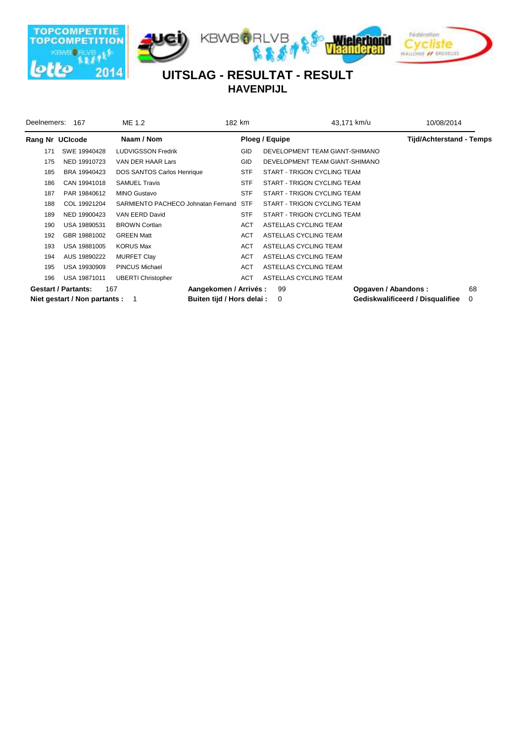# UITSLAG - RESULTAT - RESULT

## HAVENPIJL

Deelnemers: 167 | ME 1.2 | 182 km | 43,171 km/u | 10/08/2014

| Rang Nr | UCIcode | Naam / Nom | Ploeg / Equipe | | Tijd/Achterstand - Temps |
|---|---|---|---|---|---|
| 171 | SWE 19940428 | LUDVIGSSON Fredrik | GID | DEVELOPMENT TEAM GIANT-SHIMANO | |
| 175 | NED 19910723 | VAN DER HAAR Lars | GID | DEVELOPMENT TEAM GIANT-SHIMANO | |
| 185 | BRA 19940423 | DOS SANTOS Carlos Henrique | STF | START - TRIGON CYCLING TEAM | |
| 186 | CAN 19941018 | SAMUEL Travis | STF | START - TRIGON CYCLING TEAM | |
| 187 | PAR 19840612 | MINO Gustavo | STF | START - TRIGON CYCLING TEAM | |
| 188 | COL 19921204 | SARMIENTO PACHECO Johnatan Fernand | STF | START - TRIGON CYCLING TEAM | |
| 189 | NED 19900423 | VAN EERD David | STF | START - TRIGON CYCLING TEAM | |
| 190 | USA 19890531 | BROWN Cortlan | ACT | ASTELLAS CYCLING TEAM | |
| 192 | GBR 19881002 | GREEN Matt | ACT | ASTELLAS CYCLING TEAM | |
| 193 | USA 19881005 | KORUS Max | ACT | ASTELLAS CYCLING TEAM | |
| 194 | AUS 19890222 | MURFET Clay | ACT | ASTELLAS CYCLING TEAM | |
| 195 | USA 19930909 | PINCUS Michael | ACT | ASTELLAS CYCLING TEAM | |
| 196 | USA 19871011 | UBERTI Christopher | ACT | ASTELLAS CYCLING TEAM | |

**Gestart / Partants:** 167 | **Aangekomen / Arrivés :** 99 | **Opgaven / Abandons :** 68

**Niet gestart / Non partants :** 1 | **Buiten tijd / Hors delai :** 0 | **Gediskwalificeerd / Disqualifiee** 0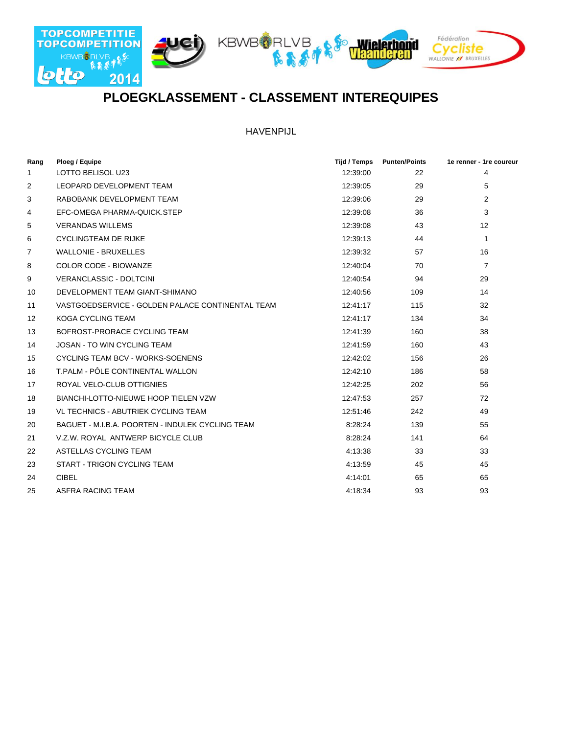# PLOEGKLASSEMENT - CLASSEMENT INTEREQUIPES

HAVENPIJL

| Rang | Ploeg / Equipe | Tijd / Temps | Punten/Points | 1e renner - 1re coureur |
|---|---|---|---|---|
| 1 | LOTTO BELISOL U23 | 12:39:00 | 22 | 4 |
| 2 | LEOPARD DEVELOPMENT TEAM | 12:39:05 | 29 | 5 |
| 3 | RABOBANK DEVELOPMENT TEAM | 12:39:06 | 29 | 2 |
| 4 | EFC-OMEGA PHARMA-QUICK.STEP | 12:39:08 | 36 | 3 |
| 5 | VERANDAS WILLEMS | 12:39:08 | 43 | 12 |
| 6 | CYCLINGTEAM DE RIJKE | 12:39:13 | 44 | 1 |
| 7 | WALLONIE - BRUXELLES | 12:39:32 | 57 | 16 |
| 8 | COLOR CODE - BIOWANZE | 12:40:04 | 70 | 7 |
| 9 | VERANCLASSIC - DOLTCINI | 12:40:54 | 94 | 29 |
| 10 | DEVELOPMENT TEAM GIANT-SHIMANO | 12:40:56 | 109 | 14 |
| 11 | VASTGOEDSERVICE - GOLDEN PALACE CONTINENTAL TEAM | 12:41:17 | 115 | 32 |
| 12 | KOGA CYCLING TEAM | 12:41:17 | 134 | 34 |
| 13 | BOFROST-PRORACE CYCLING TEAM | 12:41:39 | 160 | 38 |
| 14 | JOSAN - TO WIN CYCLING TEAM | 12:41:59 | 160 | 43 |
| 15 | CYCLING TEAM BCV - WORKS-SOENENS | 12:42:02 | 156 | 26 |
| 16 | T.PALM - PÔLE CONTINENTAL WALLON | 12:42:10 | 186 | 58 |
| 17 | ROYAL VELO-CLUB OTTIGNIES | 12:42:25 | 202 | 56 |
| 18 | BIANCHI-LOTTO-NIEUWE HOOP TIELEN VZW | 12:47:53 | 257 | 72 |
| 19 | VL TECHNICS - ABUTRIEK CYCLING TEAM | 12:51:46 | 242 | 49 |
| 20 | BAGUET - M.I.B.A. POORTEN - INDULEK CYCLING TEAM | 8:28:24 | 139 | 55 |
| 21 | V.Z.W. ROYAL ANTWERP BICYCLE CLUB | 8:28:24 | 141 | 64 |
| 22 | ASTELLAS CYCLING TEAM | 4:13:38 | 33 | 33 |
| 23 | START - TRIGON CYCLING TEAM | 4:13:59 | 45 | 45 |
| 24 | CIBEL | 4:14:01 | 65 | 65 |
| 25 | ASFRA RACING TEAM | 4:18:34 | 93 | 93 |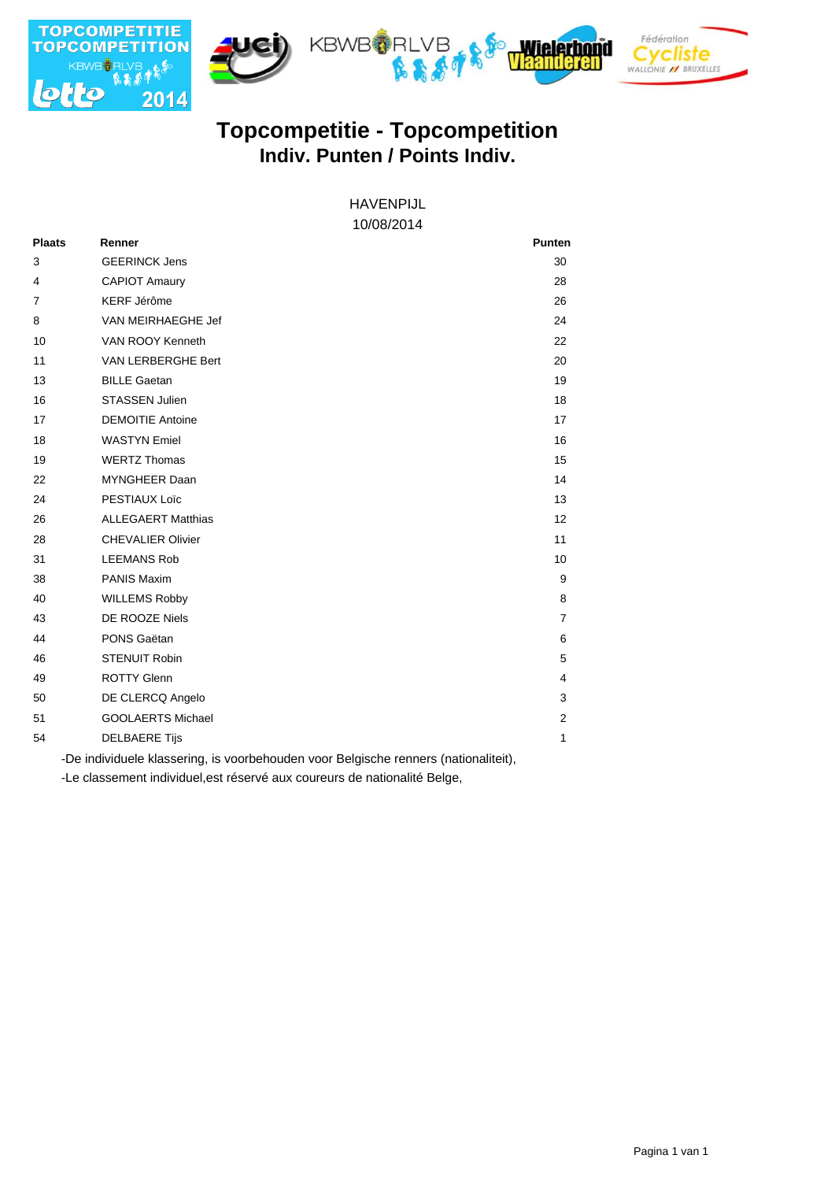# Topcompetitie - Topcompetition

## Indiv. Punten / Points Indiv.

HAVENPIJL

10/08/2014

| Plaats | Renner | Punten |
|---|---|---|
| 3 | GEERINCK Jens | 30 |
| 4 | CAPIOT Amaury | 28 |
| 7 | KERF Jérôme | 26 |
| 8 | VAN MEIRHAEGHE Jef | 24 |
| 10 | VAN ROOY Kenneth | 22 |
| 11 | VAN LERBERGHE Bert | 20 |
| 13 | BILLE Gaetan | 19 |
| 16 | STASSEN Julien | 18 |
| 17 | DEMOITIE Antoine | 17 |
| 18 | WASTYN Emiel | 16 |
| 19 | WERTZ Thomas | 15 |
| 22 | MYNGHEER Daan | 14 |
| 24 | PESTIAUX Loïc | 13 |
| 26 | ALLEGAERT Matthias | 12 |
| 28 | CHEVALIER Olivier | 11 |
| 31 | LEEMANS Rob | 10 |
| 38 | PANIS Maxim | 9 |
| 40 | WILLEMS Robby | 8 |
| 43 | DE ROOZE Niels | 7 |
| 44 | PONS Gaëtan | 6 |
| 46 | STENUIT Robin | 5 |
| 49 | ROTTY Glenn | 4 |
| 50 | DE CLERCQ Angelo | 3 |
| 51 | GOOLAERTS Michael | 2 |
| 54 | DELBAERE Tijs | 1 |

-De individuele klassering, is voorbehouden voor Belgische renners (nationaliteit),

-Le classement individuel,est réservé aux coureurs de nationalité Belge,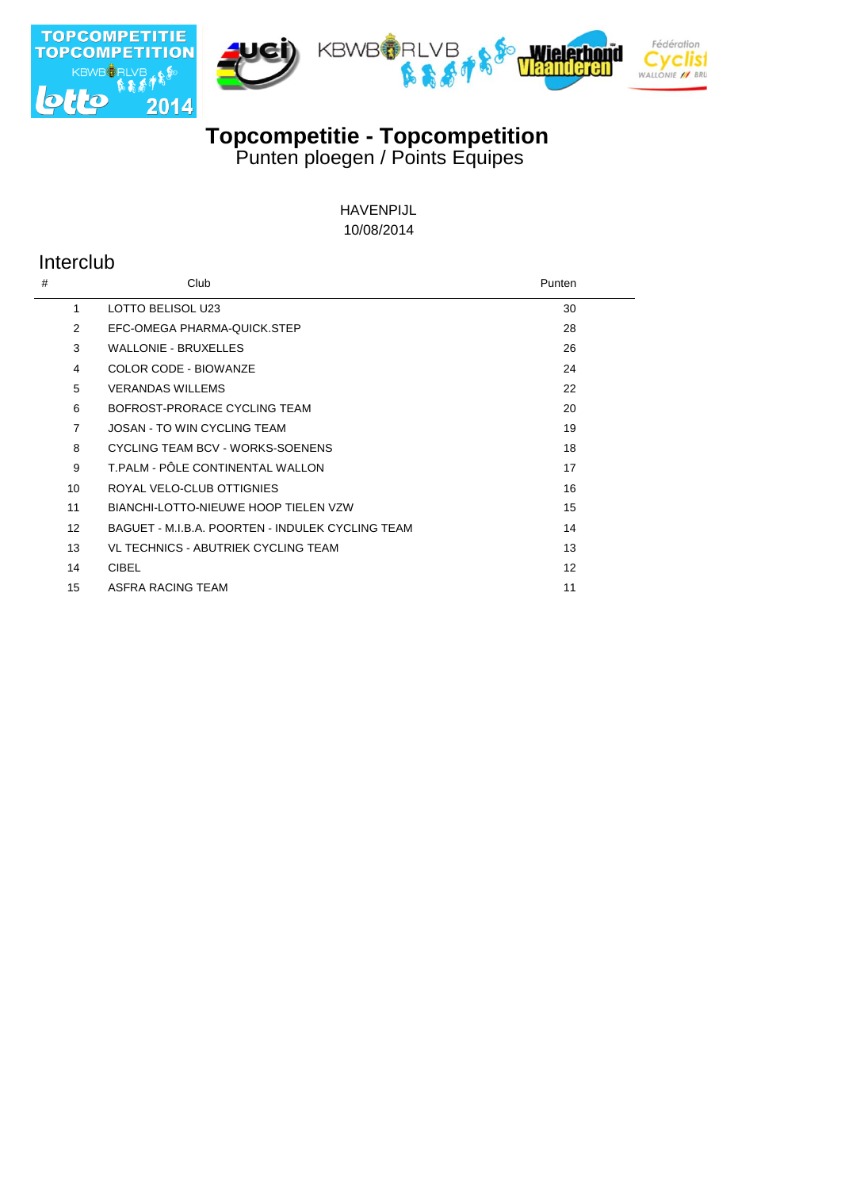# Topcompetitie - Topcompetition

Punten ploegen / Points Equipes

HAVENPIJL
10/08/2014

## Interclub

| # | Club | Punten |
|---|---|---|
| 1 | LOTTO BELISOL U23 | 30 |
| 2 | EFC-OMEGA PHARMA-QUICK.STEP | 28 |
| 3 | WALLONIE - BRUXELLES | 26 |
| 4 | COLOR CODE - BIOWANZE | 24 |
| 5 | VERANDAS WILLEMS | 22 |
| 6 | BOFROST-PRORACE CYCLING TEAM | 20 |
| 7 | JOSAN - TO WIN CYCLING TEAM | 19 |
| 8 | CYCLING TEAM BCV - WORKS-SOENENS | 18 |
| 9 | T.PALM - PÔLE CONTINENTAL WALLON | 17 |
| 10 | ROYAL VELO-CLUB OTTIGNIES | 16 |
| 11 | BIANCHI-LOTTO-NIEUWE HOOP TIELEN VZW | 15 |
| 12 | BAGUET - M.I.B.A. POORTEN - INDULEK CYCLING TEAM | 14 |
| 13 | VL TECHNICS - ABUTRIEK CYCLING TEAM | 13 |
| 14 | CIBEL | 12 |
| 15 | ASFRA RACING TEAM | 11 |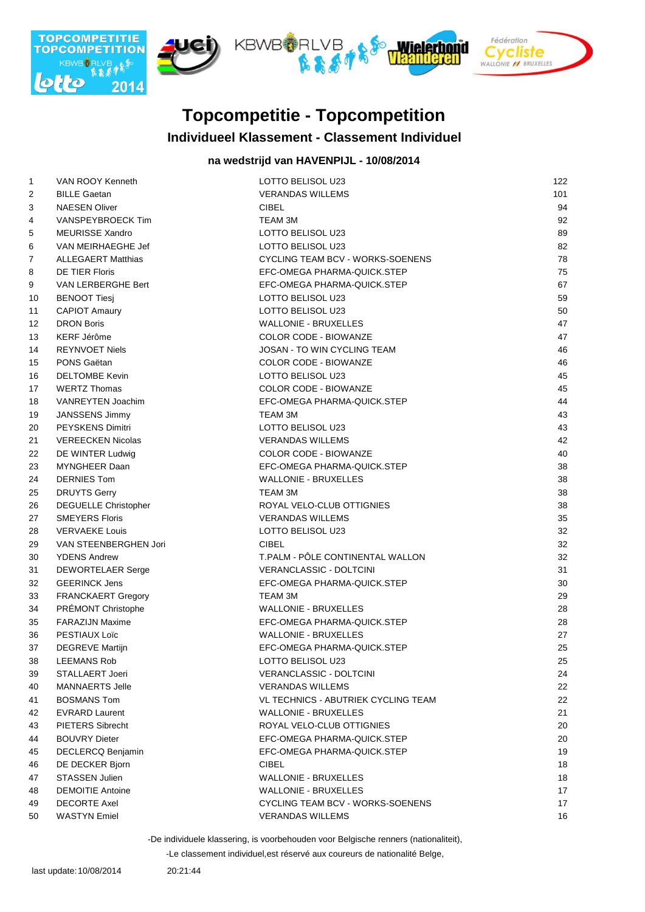# Topcompetitie - Topcompetition

## Individueel Klassement - Classement Individuel

### na wedstrijd van HAVENPIJL - 10/08/2014

| | | | |
|---|---|---|---|
| 1 | VAN ROOY Kenneth | LOTTO BELISOL U23 | 122 |
| 2 | BILLE Gaetan | VERANDAS WILLEMS | 101 |
| 3 | NAESEN Oliver | CIBEL | 94 |
| 4 | VANSPEYBROECK Tim | TEAM 3M | 92 |
| 5 | MEURISSE Xandro | LOTTO BELISOL U23 | 89 |
| 6 | VAN MEIRHAEGHE Jef | LOTTO BELISOL U23 | 82 |
| 7 | ALLEGAERT Matthias | CYCLING TEAM BCV - WORKS-SOENENS | 78 |
| 8 | DE TIER Floris | EFC-OMEGA PHARMA-QUICK.STEP | 75 |
| 9 | VAN LERBERGHE Bert | EFC-OMEGA PHARMA-QUICK.STEP | 67 |
| 10 | BENOOT Tiesj | LOTTO BELISOL U23 | 59 |
| 11 | CAPIOT Amaury | LOTTO BELISOL U23 | 50 |
| 12 | DRON Boris | WALLONIE - BRUXELLES | 47 |
| 13 | KERF Jérôme | COLOR CODE - BIOWANZE | 47 |
| 14 | REYNVOET Niels | JOSAN - TO WIN CYCLING TEAM | 46 |
| 15 | PONS Gaëtan | COLOR CODE - BIOWANZE | 46 |
| 16 | DELTOMBE Kevin | LOTTO BELISOL U23 | 45 |
| 17 | WERTZ Thomas | COLOR CODE - BIOWANZE | 45 |
| 18 | VANREYTEN Joachim | EFC-OMEGA PHARMA-QUICK.STEP | 44 |
| 19 | JANSSENS Jimmy | TEAM 3M | 43 |
| 20 | PEYSKENS Dimitri | LOTTO BELISOL U23 | 43 |
| 21 | VEREECKEN Nicolas | VERANDAS WILLEMS | 42 |
| 22 | DE WINTER Ludwig | COLOR CODE - BIOWANZE | 40 |
| 23 | MYNGHEER Daan | EFC-OMEGA PHARMA-QUICK.STEP | 38 |
| 24 | DERNIES Tom | WALLONIE - BRUXELLES | 38 |
| 25 | DRUYTS Gerry | TEAM 3M | 38 |
| 26 | DEGUELLE Christopher | ROYAL VELO-CLUB OTTIGNIES | 38 |
| 27 | SMEYERS Floris | VERANDAS WILLEMS | 35 |
| 28 | VERVAEKE Louis | LOTTO BELISOL U23 | 32 |
| 29 | VAN STEENBERGHEN Jori | CIBEL | 32 |
| 30 | YDENS Andrew | T.PALM - PÔLE CONTINENTAL WALLON | 32 |
| 31 | DEWORTELAER Serge | VERANCLASSIC - DOLTCINI | 31 |
| 32 | GEERINCK Jens | EFC-OMEGA PHARMA-QUICK.STEP | 30 |
| 33 | FRANCKAERT Gregory | TEAM 3M | 29 |
| 34 | PRÉMONT Christophe | WALLONIE - BRUXELLES | 28 |
| 35 | FARAZIJN Maxime | EFC-OMEGA PHARMA-QUICK.STEP | 28 |
| 36 | PESTIAUX Loïc | WALLONIE - BRUXELLES | 27 |
| 37 | DEGREVE Martijn | EFC-OMEGA PHARMA-QUICK.STEP | 25 |
| 38 | LEEMANS Rob | LOTTO BELISOL U23 | 25 |
| 39 | STALLAERT Joeri | VERANCLASSIC - DOLTCINI | 24 |
| 40 | MANNAERTS Jelle | VERANDAS WILLEMS | 22 |
| 41 | BOSMANS Tom | VL TECHNICS - ABUTRIEK CYCLING TEAM | 22 |
| 42 | EVRARD Laurent | WALLONIE - BRUXELLES | 21 |
| 43 | PIETERS Sibrecht | ROYAL VELO-CLUB OTTIGNIES | 20 |
| 44 | BOUVRY Dieter | EFC-OMEGA PHARMA-QUICK.STEP | 20 |
| 45 | DECLERCQ Benjamin | EFC-OMEGA PHARMA-QUICK.STEP | 19 |
| 46 | DE DECKER Bjorn | CIBEL | 18 |
| 47 | STASSEN Julien | WALLONIE - BRUXELLES | 18 |
| 48 | DEMOITIE Antoine | WALLONIE - BRUXELLES | 17 |
| 49 | DECORTE Axel | CYCLING TEAM BCV - WORKS-SOENENS | 17 |
| 50 | WASTYN Emiel | VERANDAS WILLEMS | 16 |

-De individuele klassering, is voorbehouden voor Belgische renners (nationaliteit),

-Le classement individuel,est réservé aux coureurs de nationalité Belge,

last update: 10/08/2014 20:21:44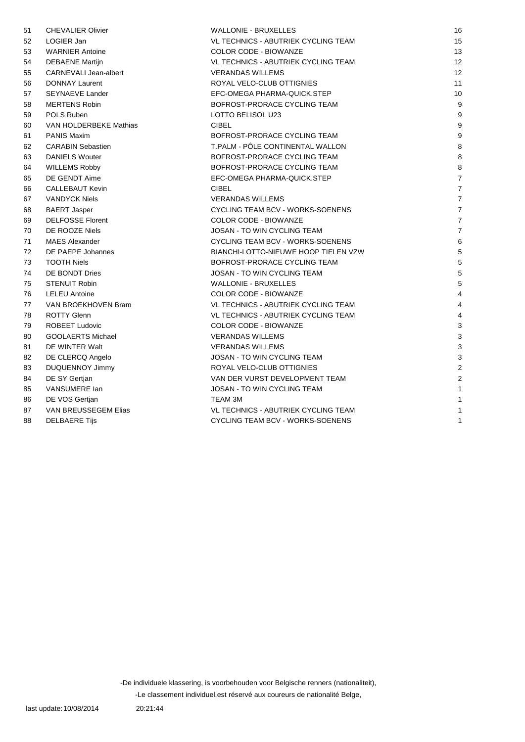| | | | |
|---|---|---|---|
| 51 | CHEVALIER Olivier | WALLONIE - BRUXELLES | 16 |
| 52 | LOGIER Jan | VL TECHNICS - ABUTRIEK CYCLING TEAM | 15 |
| 53 | WARNIER Antoine | COLOR CODE - BIOWANZE | 13 |
| 54 | DEBAENE Martijn | VL TECHNICS - ABUTRIEK CYCLING TEAM | 12 |
| 55 | CARNEVALI Jean-albert | VERANDAS WILLEMS | 12 |
| 56 | DONNAY Laurent | ROYAL VELO-CLUB OTTIGNIES | 11 |
| 57 | SEYNAEVE Lander | EFC-OMEGA PHARMA-QUICK.STEP | 10 |
| 58 | MERTENS Robin | BOFROST-PRORACE CYCLING TEAM | 9 |
| 59 | POLS Ruben | LOTTO BELISOL U23 | 9 |
| 60 | VAN HOLDERBEKE Mathias | CIBEL | 9 |
| 61 | PANIS Maxim | BOFROST-PRORACE CYCLING TEAM | 9 |
| 62 | CARABIN Sebastien | T.PALM - PÔLE CONTINENTAL WALLON | 8 |
| 63 | DANIELS Wouter | BOFROST-PRORACE CYCLING TEAM | 8 |
| 64 | WILLEMS Robby | BOFROST-PRORACE CYCLING TEAM | 8 |
| 65 | DE GENDT Aime | EFC-OMEGA PHARMA-QUICK.STEP | 7 |
| 66 | CALLEBAUT Kevin | CIBEL | 7 |
| 67 | VANDYCK Niels | VERANDAS WILLEMS | 7 |
| 68 | BAERT Jasper | CYCLING TEAM BCV - WORKS-SOENENS | 7 |
| 69 | DELFOSSE Florent | COLOR CODE - BIOWANZE | 7 |
| 70 | DE ROOZE Niels | JOSAN - TO WIN CYCLING TEAM | 7 |
| 71 | MAES Alexander | CYCLING TEAM BCV - WORKS-SOENENS | 6 |
| 72 | DE PAEPE Johannes | BIANCHI-LOTTO-NIEUWE HOOP TIELEN VZW | 5 |
| 73 | TOOTH Niels | BOFROST-PRORACE CYCLING TEAM | 5 |
| 74 | DE BONDT Dries | JOSAN - TO WIN CYCLING TEAM | 5 |
| 75 | STENUIT Robin | WALLONIE - BRUXELLES | 5 |
| 76 | LELEU Antoine | COLOR CODE - BIOWANZE | 4 |
| 77 | VAN BROEKHOVEN Bram | VL TECHNICS - ABUTRIEK CYCLING TEAM | 4 |
| 78 | ROTTY Glenn | VL TECHNICS - ABUTRIEK CYCLING TEAM | 4 |
| 79 | ROBEET Ludovic | COLOR CODE - BIOWANZE | 3 |
| 80 | GOOLAERTS Michael | VERANDAS WILLEMS | 3 |
| 81 | DE WINTER Walt | VERANDAS WILLEMS | 3 |
| 82 | DE CLERCQ Angelo | JOSAN - TO WIN CYCLING TEAM | 3 |
| 83 | DUQUENNOY Jimmy | ROYAL VELO-CLUB OTTIGNIES | 2 |
| 84 | DE SY Gertjan | VAN DER VURST DEVELOPMENT TEAM | 2 |
| 85 | VANSUMERE Ian | JOSAN - TO WIN CYCLING TEAM | 1 |
| 86 | DE VOS Gertjan | TEAM 3M | 1 |
| 87 | VAN BREUSSEGEM Elias | VL TECHNICS - ABUTRIEK CYCLING TEAM | 1 |
| 88 | DELBAERE Tijs | CYCLING TEAM BCV - WORKS-SOENENS | 1 |

-De individuele klassering, is voorbehouden voor Belgische renners (nationaliteit),

-Le classement individuel,est réservé aux coureurs de nationalité Belge,

last update: 10/08/2014 20:21:44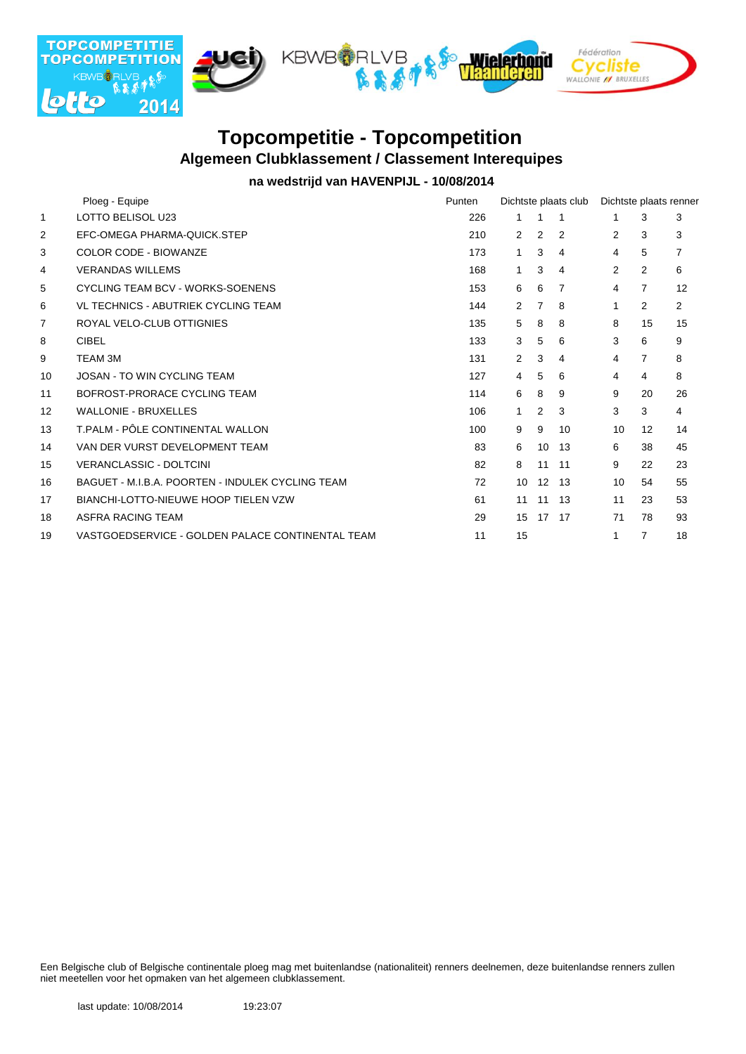# Topcompetitie - Topcompetition

## Algemeen Clubklassement / Classement Interequipes

**na wedstrijd van HAVENPIJL - 10/08/2014**

| | Ploeg - Equipe | Punten | Dichtste plaats club | | | Dichtste plaats renner | | |
|---|---|---|---|---|---|---|---|---|
| 1 | LOTTO BELISOL U23 | 226 | 1 | 1 | 1 | 1 | 3 | 3 |
| 2 | EFC-OMEGA PHARMA-QUICK.STEP | 210 | 2 | 2 | 2 | 2 | 3 | 3 |
| 3 | COLOR CODE - BIOWANZE | 173 | 1 | 3 | 4 | 4 | 5 | 7 |
| 4 | VERANDAS WILLEMS | 168 | 1 | 3 | 4 | 2 | 2 | 6 |
| 5 | CYCLING TEAM BCV - WORKS-SOENENS | 153 | 6 | 6 | 7 | 4 | 7 | 12 |
| 6 | VL TECHNICS - ABUTRIEK CYCLING TEAM | 144 | 2 | 7 | 8 | 1 | 2 | 2 |
| 7 | ROYAL VELO-CLUB OTTIGNIES | 135 | 5 | 8 | 8 | 8 | 15 | 15 |
| 8 | CIBEL | 133 | 3 | 5 | 6 | 3 | 6 | 9 |
| 9 | TEAM 3M | 131 | 2 | 3 | 4 | 4 | 7 | 8 |
| 10 | JOSAN - TO WIN CYCLING TEAM | 127 | 4 | 5 | 6 | 4 | 4 | 8 |
| 11 | BOFROST-PRORACE CYCLING TEAM | 114 | 6 | 8 | 9 | 9 | 20 | 26 |
| 12 | WALLONIE - BRUXELLES | 106 | 1 | 2 | 3 | 3 | 3 | 4 |
| 13 | T.PALM - PÔLE CONTINENTAL WALLON | 100 | 9 | 9 | 10 | 10 | 12 | 14 |
| 14 | VAN DER VURST DEVELOPMENT TEAM | 83 | 6 | 10 | 13 | 6 | 38 | 45 |
| 15 | VERANCLASSIC - DOLTCINI | 82 | 8 | 11 | 11 | 9 | 22 | 23 |
| 16 | BAGUET - M.I.B.A. POORTEN - INDULEK CYCLING TEAM | 72 | 10 | 12 | 13 | 10 | 54 | 55 |
| 17 | BIANCHI-LOTTO-NIEUWE HOOP TIELEN VZW | 61 | 11 | 11 | 13 | 11 | 23 | 53 |
| 18 | ASFRA RACING TEAM | 29 | 15 | 17 | 17 | 71 | 78 | 93 |
| 19 | VASTGOEDSERVICE - GOLDEN PALACE CONTINENTAL TEAM | 11 | 15 | | | 1 | 7 | 18 |

Een Belgische club of Belgische continentale ploeg mag met buitenlandse (nationaliteit) renners deelnemen, deze buitenlandse renners zullen niet meetellen voor het opmaken van het algemeen clubklassement.

last update: 10/08/2014 19:23:07